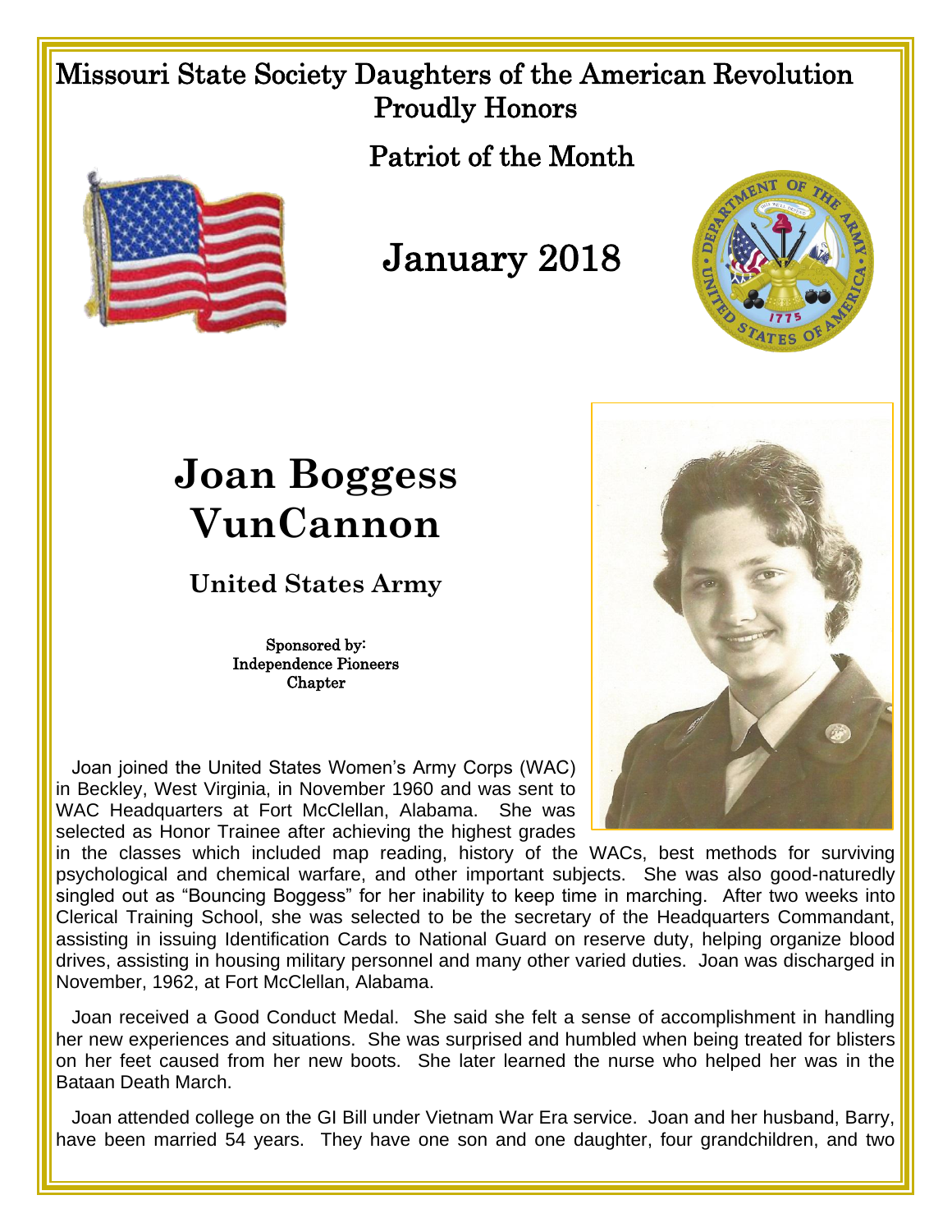# Missouri State Society Daughters of the American Revolution Proudly Honors

## Patriot of the Month

## January 2018

# Joan Boggess VunCannon

### United States Army

Sponsored by:
Independence Pioneers
Chapter

Joan joined the United States Women's Army Corps (WAC) in Beckley, West Virginia, in November 1960 and was sent to WAC Headquarters at Fort McClellan, Alabama. She was selected as Honor Trainee after achieving the highest grades in the classes which included map reading, history of the WACs, best methods for surviving psychological and chemical warfare, and other important subjects. She was also good-naturedly singled out as "Bouncing Boggess" for her inability to keep time in marching. After two weeks into Clerical Training School, she was selected to be the secretary of the Headquarters Commandant, assisting in issuing Identification Cards to National Guard on reserve duty, helping organize blood drives, assisting in housing military personnel and many other varied duties. Joan was discharged in November, 1962, at Fort McClellan, Alabama.

Joan received a Good Conduct Medal. She said she felt a sense of accomplishment in handling her new experiences and situations. She was surprised and humbled when being treated for blisters on her feet caused from her new boots. She later learned the nurse who helped her was in the Bataan Death March.

Joan attended college on the GI Bill under Vietnam War Era service. Joan and her husband, Barry, have been married 54 years. They have one son and one daughter, four grandchildren, and two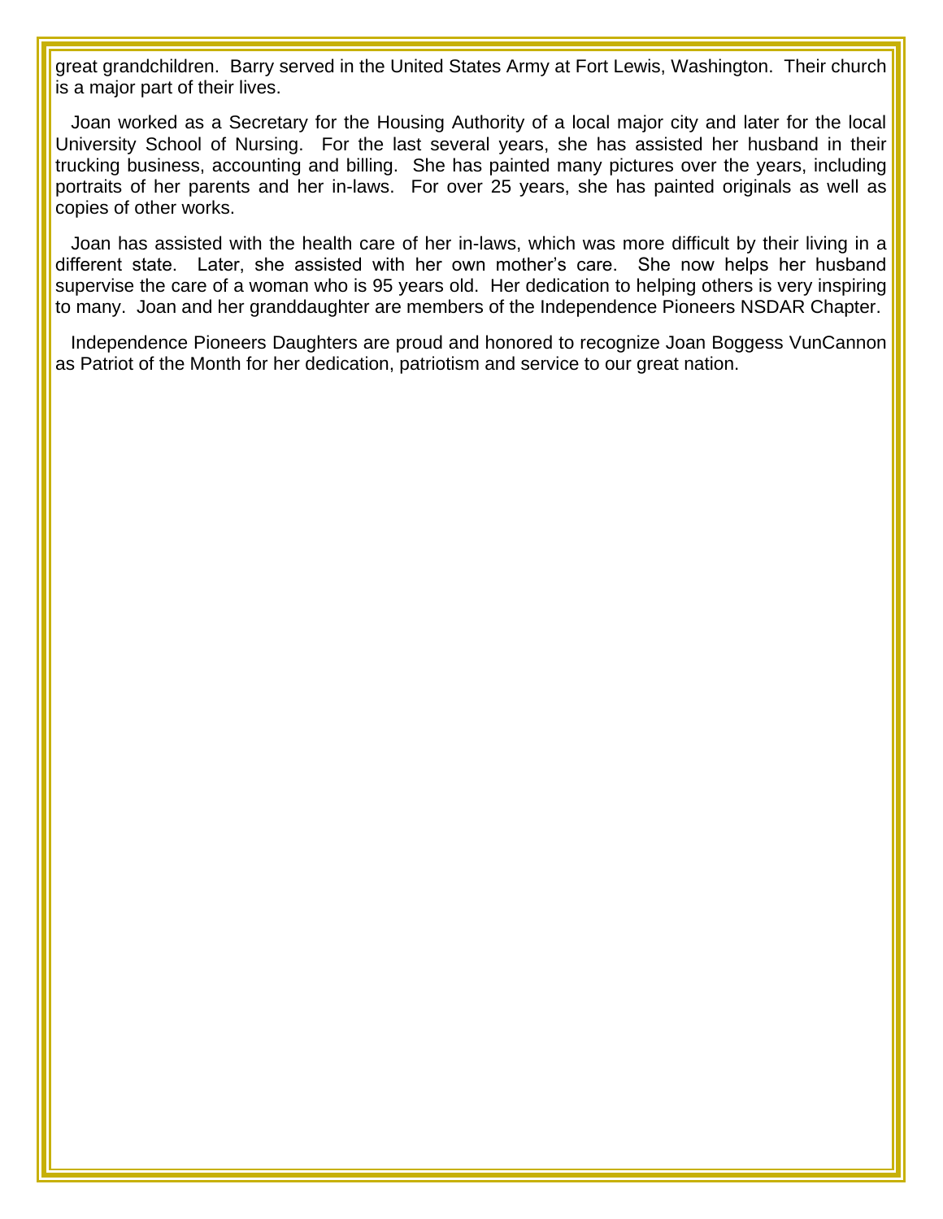great grandchildren. Barry served in the United States Army at Fort Lewis, Washington. Their church is a major part of their lives.

Joan worked as a Secretary for the Housing Authority of a local major city and later for the local University School of Nursing. For the last several years, she has assisted her husband in their trucking business, accounting and billing. She has painted many pictures over the years, including portraits of her parents and her in-laws. For over 25 years, she has painted originals as well as copies of other works.

Joan has assisted with the health care of her in-laws, which was more difficult by their living in a different state. Later, she assisted with her own mother's care. She now helps her husband supervise the care of a woman who is 95 years old. Her dedication to helping others is very inspiring to many. Joan and her granddaughter are members of the Independence Pioneers NSDAR Chapter.

Independence Pioneers Daughters are proud and honored to recognize Joan Boggess VunCannon as Patriot of the Month for her dedication, patriotism and service to our great nation.